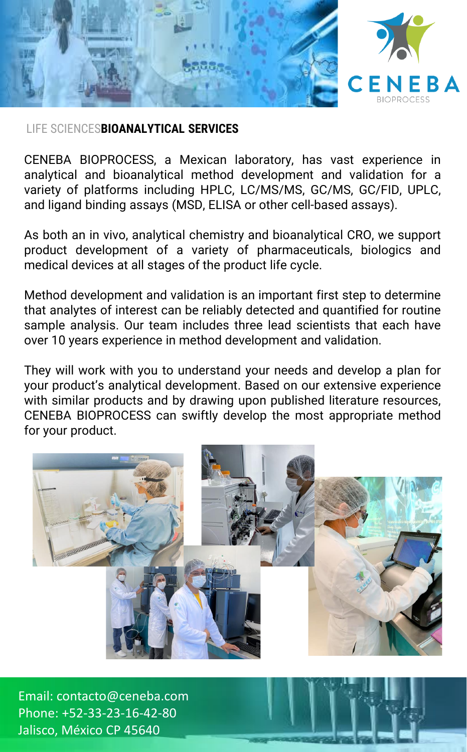CENEBA
BIOPROCESS

LIFE SCIENCES**BIOANALYTICAL SERVICES**

CENEBA BIOPROCESS, a Mexican laboratory, has vast experience in analytical and bioanalytical method development and validation for a variety of platforms including HPLC, LC/MS/MS, GC/MS, GC/FID, UPLC, and ligand binding assays (MSD, ELISA or other cell-based assays).

As both an in vivo, analytical chemistry and bioanalytical CRO, we support product development of a variety of pharmaceuticals, biologics and medical devices at all stages of the product life cycle.

Method development and validation is an important first step to determine that analytes of interest can be reliably detected and quantified for routine sample analysis. Our team includes three lead scientists that each have over 10 years experience in method development and validation.

They will work with you to understand your needs and develop a plan for your product's analytical development. Based on our extensive experience with similar products and by drawing upon published literature resources, CENEBA BIOPROCESS can swiftly develop the most appropriate method for your product.

Email: contacto@ceneba.com
Phone: +52-33-23-16-42-80
Jalisco, México CP 45640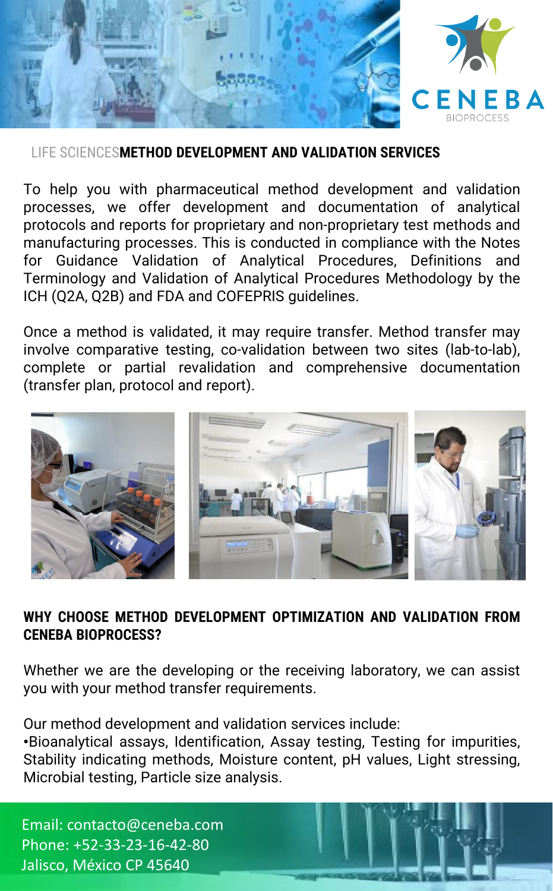CENEBA

BIOPROCESS

LIFE SCIENCES**METHOD DEVELOPMENT AND VALIDATION SERVICES**

To help you with pharmaceutical method development and validation processes, we offer development and documentation of analytical protocols and reports for proprietary and non-proprietary test methods and manufacturing processes. This is conducted in compliance with the Notes for Guidance Validation of Analytical Procedures, Definitions and Terminology and Validation of Analytical Procedures Methodology by the ICH (Q2A, Q2B) and FDA and COFEPRIS guidelines.

Once a method is validated, it may require transfer. Method transfer may involve comparative testing, co-validation between two sites (lab-to-lab), complete or partial revalidation and comprehensive documentation (transfer plan, protocol and report).

## WHY CHOOSE METHOD DEVELOPMENT OPTIMIZATION AND VALIDATION FROM CENEBA BIOPROCESS?

Whether we are the developing or the receiving laboratory, we can assist you with your method transfer requirements.

Our method development and validation services include:

•Bioanalytical assays, Identification, Assay testing, Testing for impurities, Stability indicating methods, Moisture content, pH values, Light stressing, Microbial testing, Particle size analysis.

Email: contacto@ceneba.com
Phone: +52-33-23-16-42-80
Jalisco, México CP 45640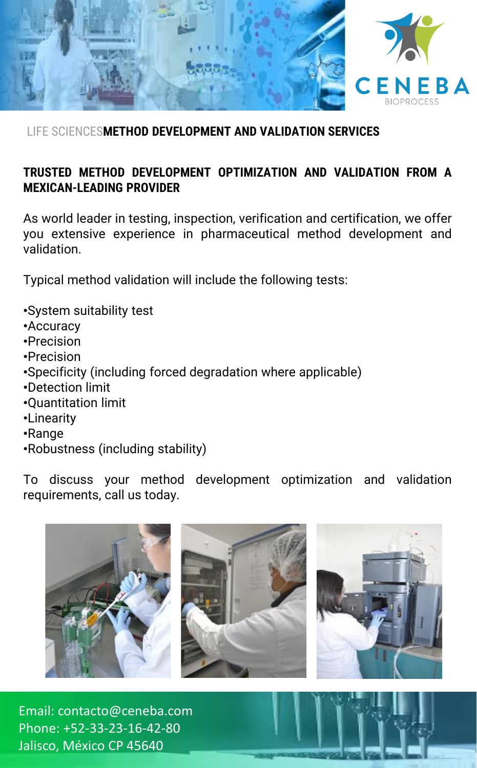LIFE SCIENCES**METHOD DEVELOPMENT AND VALIDATION SERVICES**

## TRUSTED METHOD DEVELOPMENT OPTIMIZATION AND VALIDATION FROM A MEXICAN-LEADING PROVIDER

As world leader in testing, inspection, verification and certification, we offer you extensive experience in pharmaceutical method development and validation.

Typical method validation will include the following tests:

- System suitability test
- Accuracy
- Precision
- Precision
- Specificity (including forced degradation where applicable)
- Detection limit
- Quantitation limit
- Linearity
- Range
- Robustness (including stability)

To discuss your method development optimization and validation requirements, call us today.

Email: contacto@ceneba.com
Phone: +52-33-23-16-42-80
Jalisco, México CP 45640